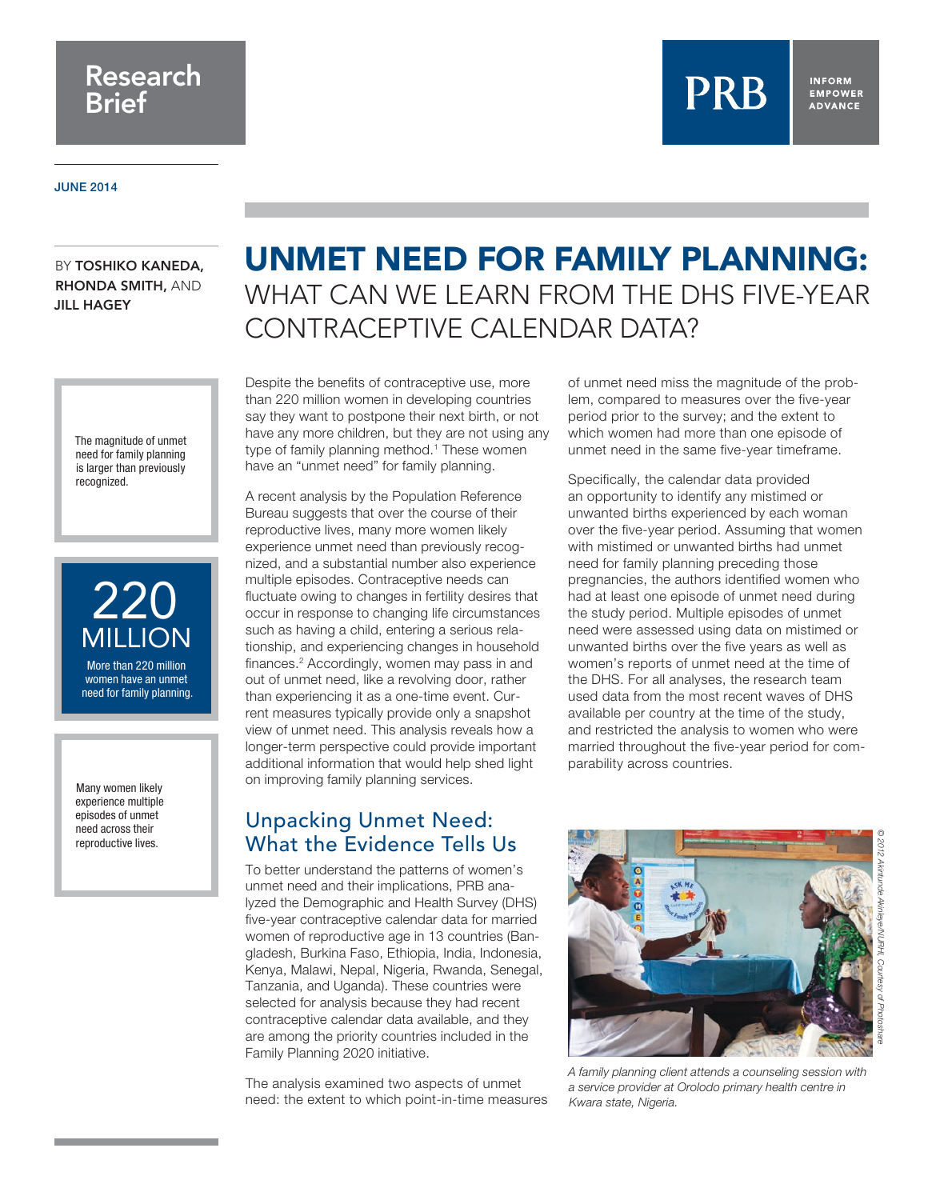Research Brief

PRB

INFORM EMPOWER ADVANCE

JUNE 2014

BY **TOSHIKO KANEDA, RHONDA SMITH,** AND **JILL HAGEY**

# UNMET NEED FOR FAMILY PLANNING: WHAT CAN WE LEARN FROM THE DHS FIVE-YEAR CONTRACEPTIVE CALENDAR DATA?

The magnitude of unmet need for family planning is larger than previously recognized.

**220 MILLION**

More than 220 million women have an unmet need for family planning.

Many women likely experience multiple episodes of unmet need across their reproductive lives.

Despite the benefits of contraceptive use, more than 220 million women in developing countries say they want to postpone their next birth, or not have any more children, but they are not using any type of family planning method.[1] These women have an "unmet need" for family planning.

A recent analysis by the Population Reference Bureau suggests that over the course of their reproductive lives, many more women likely experience unmet need than previously recognized, and a substantial number also experience multiple episodes. Contraceptive needs can fluctuate owing to changes in fertility desires that occur in response to changing life circumstances such as having a child, entering a serious relationship, and experiencing changes in household finances.[2] Accordingly, women may pass in and out of unmet need, like a revolving door, rather than experiencing it as a one-time event. Current measures typically provide only a snapshot view of unmet need. This analysis reveals how a longer-term perspective could provide important additional information that would help shed light on improving family planning services.

## Unpacking Unmet Need: What the Evidence Tells Us

To better understand the patterns of women's unmet need and their implications, PRB analyzed the Demographic and Health Survey (DHS) five-year contraceptive calendar data for married women of reproductive age in 13 countries (Bangladesh, Burkina Faso, Ethiopia, India, Indonesia, Kenya, Malawi, Nepal, Nigeria, Rwanda, Senegal, Tanzania, and Uganda). These countries were selected for analysis because they had recent contraceptive calendar data available, and they are among the priority countries included in the Family Planning 2020 initiative.

The analysis examined two aspects of unmet need: the extent to which point-in-time measures of unmet need miss the magnitude of the problem, compared to measures over the five-year period prior to the survey; and the extent to which women had more than one episode of unmet need in the same five-year timeframe.

Specifically, the calendar data provided an opportunity to identify any mistimed or unwanted births experienced by each woman over the five-year period. Assuming that women with mistimed or unwanted births had unmet need for family planning preceding those pregnancies, the authors identified women who had at least one episode of unmet need during the study period. Multiple episodes of unmet need were assessed using data on mistimed or unwanted births over the five years as well as women's reports of unmet need at the time of the DHS. For all analyses, the research team used data from the most recent waves of DHS available per country at the time of the study, and restricted the analysis to women who were married throughout the five-year period for comparability across countries.

*A family planning client attends a counseling session with a service provider at Orolodo primary health centre in Kwara state, Nigeria.*

© 2012 Akintunde Akinleye/NURHI, Courtesy of Photoshare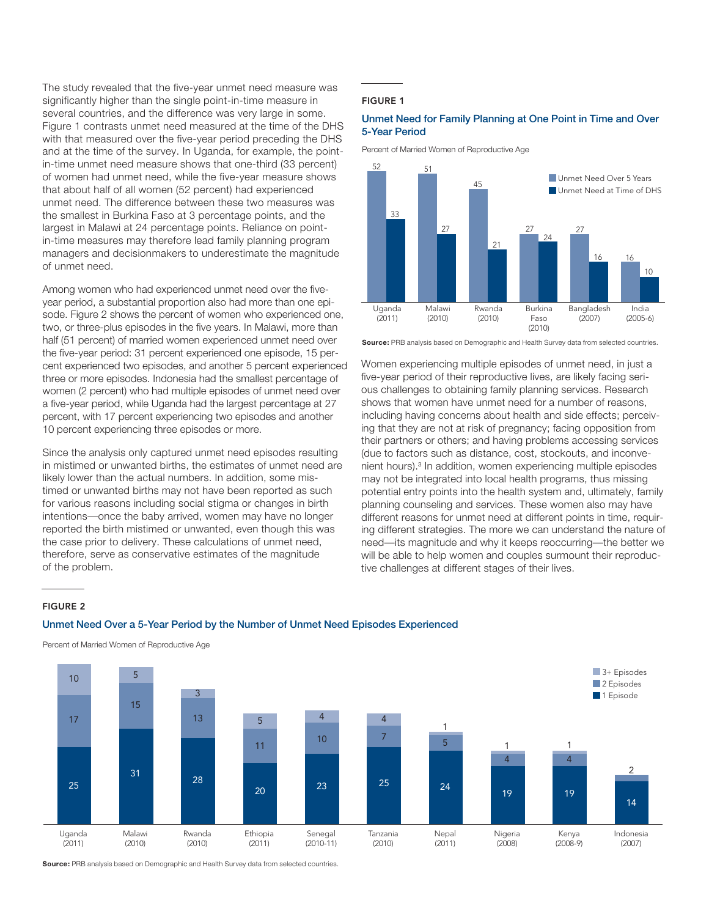The study revealed that the five-year unmet need measure was significantly higher than the single point-in-time measure in several countries, and the difference was very large in some. Figure 1 contrasts unmet need measured at the time of the DHS with that measured over the five-year period preceding the DHS and at the time of the survey. In Uganda, for example, the point-in-time unmet need measure shows that one-third (33 percent) of women had unmet need, while the five-year measure shows that about half of all women (52 percent) had experienced unmet need. The difference between these two measures was the smallest in Burkina Faso at 3 percentage points, and the largest in Malawi at 24 percentage points. Reliance on point-in-time measures may therefore lead family planning program managers and decisionmakers to underestimate the magnitude of unmet need.

Among women who had experienced unmet need over the five-year period, a substantial proportion also had more than one episode. Figure 2 shows the percent of women who experienced one, two, or three-plus episodes in the five years. In Malawi, more than half (51 percent) of married women experienced unmet need over the five-year period: 31 percent experienced one episode, 15 percent experienced two episodes, and another 5 percent experienced three or more episodes. Indonesia had the smallest percentage of women (2 percent) who had multiple episodes of unmet need over a five-year period, while Uganda had the largest percentage at 27 percent, with 17 percent experiencing two episodes and another 10 percent experiencing three episodes or more.

Since the analysis only captured unmet need episodes resulting in mistimed or unwanted births, the estimates of unmet need are likely lower than the actual numbers. In addition, some mistimed or unwanted births may not have been reported as such for various reasons including social stigma or changes in birth intentions—once the baby arrived, women may have no longer reported the birth mistimed or unwanted, even though this was the case prior to delivery. These calculations of unmet need, therefore, serve as conservative estimates of the magnitude of the problem.

### FIGURE 1

**Unmet Need for Family Planning at One Point in Time and Over 5-Year Period**

Percent of Married Women of Reproductive Age

| Country | Unmet Need Over 5 Years | Unmet Need at Time of DHS |
|---|---|---|
| Uganda (2011) | 52 | 33 |
| Malawi (2010) | 51 | 27 |
| Rwanda (2010) | 45 | 21 |
| Burkina Faso (2010) | 27 | 24 |
| Bangladesh (2007) | 27 | 16 |
| India (2005-6) | 16 | 10 |

**Source:** PRB analysis based on Demographic and Health Survey data from selected countries.

Women experiencing multiple episodes of unmet need, in just a five-year period of their reproductive lives, are likely facing serious challenges to obtaining family planning services. Research shows that women have unmet need for a number of reasons, including having concerns about health and side effects; perceiving that they are not at risk of pregnancy; facing opposition from their partners or others; and having problems accessing services (due to factors such as distance, cost, stockouts, and inconvenient hours).[3] In addition, women experiencing multiple episodes may not be integrated into local health programs, thus missing potential entry points into the health system and, ultimately, family planning counseling and services. These women also may have different reasons for unmet need at different points in time, requiring different strategies. The more we can understand the nature of need—its magnitude and why it keeps reoccurring—the better we will be able to help women and couples surmount their reproductive challenges at different stages of their lives.

### FIGURE 2

**Unmet Need Over a 5-Year Period by the Number of Unmet Need Episodes Experienced**

Percent of Married Women of Reproductive Age

| Country | 1 Episode | 2 Episodes | 3+ Episodes |
|---|---|---|---|
| Uganda (2011) | 25 | 17 | 10 |
| Malawi (2010) | 31 | 15 | 5 |
| Rwanda (2010) | 28 | 13 | 3 |
| Ethiopia (2011) | 20 | 11 | 5 |
| Senegal (2010-11) | 23 | 10 | 4 |
| Tanzania (2010) | 25 | 7 | 4 |
| Nepal (2011) | 24 | 5 | 1 |
| Nigeria (2008) | 19 | 4 | 1 |
| Kenya (2008-9) | 19 | 4 | 1 |
| Indonesia (2007) | 14 | 2 | |

**Source:** PRB analysis based on Demographic and Health Survey data from selected countries.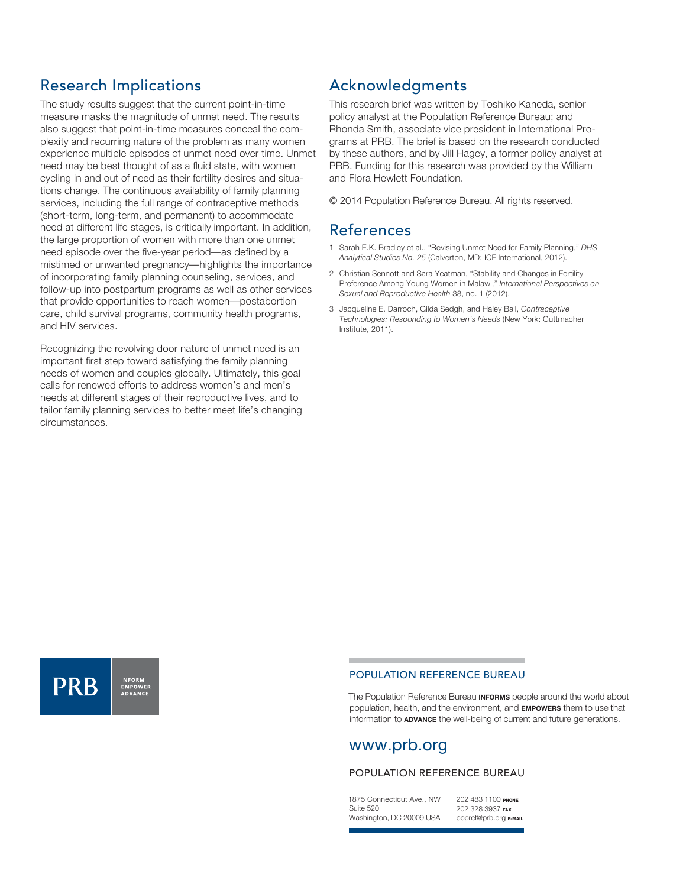## Research Implications

The study results suggest that the current point-in-time measure masks the magnitude of unmet need. The results also suggest that point-in-time measures conceal the complexity and recurring nature of the problem as many women experience multiple episodes of unmet need over time. Unmet need may be best thought of as a fluid state, with women cycling in and out of need as their fertility desires and situations change. The continuous availability of family planning services, including the full range of contraceptive methods (short-term, long-term, and permanent) to accommodate need at different life stages, is critically important. In addition, the large proportion of women with more than one unmet need episode over the five-year period—as defined by a mistimed or unwanted pregnancy—highlights the importance of incorporating family planning counseling, services, and follow-up into postpartum programs as well as other services that provide opportunities to reach women—postabortion care, child survival programs, community health programs, and HIV services.

Recognizing the revolving door nature of unmet need is an important first step toward satisfying the family planning needs of women and couples globally. Ultimately, this goal calls for renewed efforts to address women's and men's needs at different stages of their reproductive lives, and to tailor family planning services to better meet life's changing circumstances.

## Acknowledgments

This research brief was written by Toshiko Kaneda, senior policy analyst at the Population Reference Bureau; and Rhonda Smith, associate vice president in International Programs at PRB. The brief is based on the research conducted by these authors, and by Jill Hagey, a former policy analyst at PRB. Funding for this research was provided by the William and Flora Hewlett Foundation.

© 2014 Population Reference Bureau. All rights reserved.

## References

1. Sarah E.K. Bradley et al., "Revising Unmet Need for Family Planning," *DHS Analytical Studies No. 25* (Calverton, MD: ICF International, 2012).
2. Christian Sennott and Sara Yeatman, "Stability and Changes in Fertility Preference Among Young Women in Malawi," *International Perspectives on Sexual and Reproductive Health* 38, no. 1 (2012).
3. Jacqueline E. Darroch, Gilda Sedgh, and Haley Ball, *Contraceptive Technologies: Responding to Women's Needs* (New York: Guttmacher Institute, 2011).

PRB

INFORM EMPOWER ADVANCE

POPULATION REFERENCE BUREAU

The Population Reference Bureau **INFORMS** people around the world about population, health, and the environment, and **EMPOWERS** them to use that information to **ADVANCE** the well-being of current and future generations.

www.prb.org

POPULATION REFERENCE BUREAU

1875 Connecticut Ave., NW
Suite 520
Washington, DC 20009 USA

202 483 1100 PHONE
202 328 3937 FAX
popref@prb.org E-MAIL